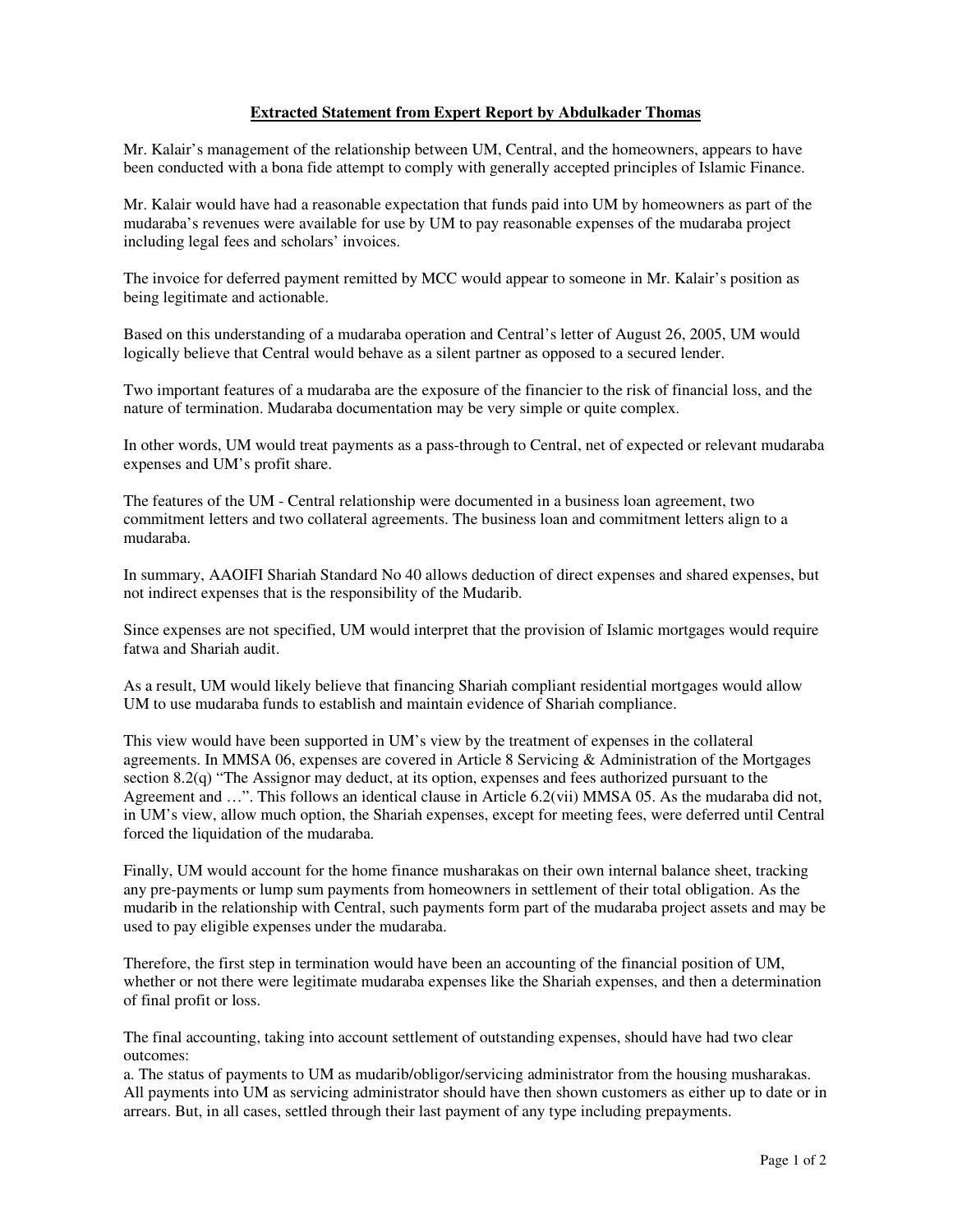# Extracted Statement from Expert Report by Abdulkader Thomas

Mr. Kalair's management of the relationship between UM, Central, and the homeowners, appears to have been conducted with a bona fide attempt to comply with generally accepted principles of Islamic Finance.

Mr. Kalair would have had a reasonable expectation that funds paid into UM by homeowners as part of the mudaraba's revenues were available for use by UM to pay reasonable expenses of the mudaraba project including legal fees and scholars' invoices.

The invoice for deferred payment remitted by MCC would appear to someone in Mr. Kalair's position as being legitimate and actionable.

Based on this understanding of a mudaraba operation and Central's letter of August 26, 2005, UM would logically believe that Central would behave as a silent partner as opposed to a secured lender.

Two important features of a mudaraba are the exposure of the financier to the risk of financial loss, and the nature of termination. Mudaraba documentation may be very simple or quite complex.

In other words, UM would treat payments as a pass-through to Central, net of expected or relevant mudaraba expenses and UM's profit share.

The features of the UM - Central relationship were documented in a business loan agreement, two commitment letters and two collateral agreements. The business loan and commitment letters align to a mudaraba.

In summary, AAOIFI Shariah Standard No 40 allows deduction of direct expenses and shared expenses, but not indirect expenses that is the responsibility of the Mudarib.

Since expenses are not specified, UM would interpret that the provision of Islamic mortgages would require fatwa and Shariah audit.

As a result, UM would likely believe that financing Shariah compliant residential mortgages would allow UM to use mudaraba funds to establish and maintain evidence of Shariah compliance.

This view would have been supported in UM's view by the treatment of expenses in the collateral agreements. In MMSA 06, expenses are covered in Article 8 Servicing & Administration of the Mortgages section 8.2(q) "The Assignor may deduct, at its option, expenses and fees authorized pursuant to the Agreement and …". This follows an identical clause in Article 6.2(vii) MMSA 05. As the mudaraba did not, in UM's view, allow much option, the Shariah expenses, except for meeting fees, were deferred until Central forced the liquidation of the mudaraba.

Finally, UM would account for the home finance musharakas on their own internal balance sheet, tracking any pre-payments or lump sum payments from homeowners in settlement of their total obligation. As the mudarib in the relationship with Central, such payments form part of the mudaraba project assets and may be used to pay eligible expenses under the mudaraba.

Therefore, the first step in termination would have been an accounting of the financial position of UM, whether or not there were legitimate mudaraba expenses like the Shariah expenses, and then a determination of final profit or loss.

The final accounting, taking into account settlement of outstanding expenses, should have had two clear outcomes:

a. The status of payments to UM as mudarib/obligor/servicing administrator from the housing musharakas. All payments into UM as servicing administrator should have then shown customers as either up to date or in arrears. But, in all cases, settled through their last payment of any type including prepayments.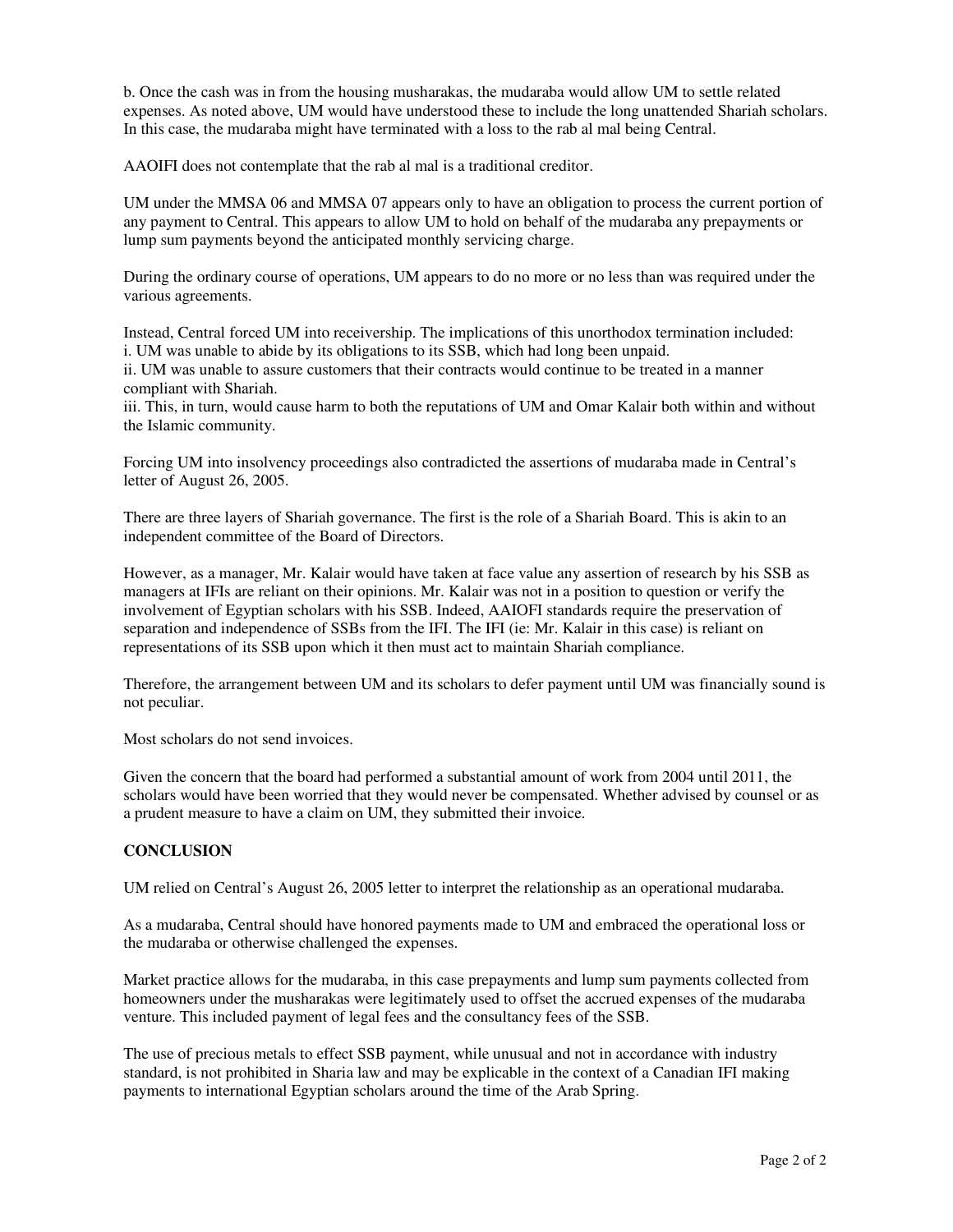b. Once the cash was in from the housing musharakas, the mudaraba would allow UM to settle related expenses. As noted above, UM would have understood these to include the long unattended Shariah scholars. In this case, the mudaraba might have terminated with a loss to the rab al mal being Central.

AAOIFI does not contemplate that the rab al mal is a traditional creditor.

UM under the MMSA 06 and MMSA 07 appears only to have an obligation to process the current portion of any payment to Central. This appears to allow UM to hold on behalf of the mudaraba any prepayments or lump sum payments beyond the anticipated monthly servicing charge.

During the ordinary course of operations, UM appears to do no more or no less than was required under the various agreements.

Instead, Central forced UM into receivership. The implications of this unorthodox termination included:
i. UM was unable to abide by its obligations to its SSB, which had long been unpaid.
ii. UM was unable to assure customers that their contracts would continue to be treated in a manner compliant with Shariah.
iii. This, in turn, would cause harm to both the reputations of UM and Omar Kalair both within and without the Islamic community.

Forcing UM into insolvency proceedings also contradicted the assertions of mudaraba made in Central's letter of August 26, 2005.

There are three layers of Shariah governance. The first is the role of a Shariah Board. This is akin to an independent committee of the Board of Directors.

However, as a manager, Mr. Kalair would have taken at face value any assertion of research by his SSB as managers at IFIs are reliant on their opinions. Mr. Kalair was not in a position to question or verify the involvement of Egyptian scholars with his SSB. Indeed, AAIOFI standards require the preservation of separation and independence of SSBs from the IFI. The IFI (ie: Mr. Kalair in this case) is reliant on representations of its SSB upon which it then must act to maintain Shariah compliance.

Therefore, the arrangement between UM and its scholars to defer payment until UM was financially sound is not peculiar.

Most scholars do not send invoices.

Given the concern that the board had performed a substantial amount of work from 2004 until 2011, the scholars would have been worried that they would never be compensated. Whether advised by counsel or as a prudent measure to have a claim on UM, they submitted their invoice.

**CONCLUSION**

UM relied on Central's August 26, 2005 letter to interpret the relationship as an operational mudaraba.

As a mudaraba, Central should have honored payments made to UM and embraced the operational loss or the mudaraba or otherwise challenged the expenses.

Market practice allows for the mudaraba, in this case prepayments and lump sum payments collected from homeowners under the musharakas were legitimately used to offset the accrued expenses of the mudaraba venture. This included payment of legal fees and the consultancy fees of the SSB.

The use of precious metals to effect SSB payment, while unusual and not in accordance with industry standard, is not prohibited in Sharia law and may be explicable in the context of a Canadian IFI making payments to international Egyptian scholars around the time of the Arab Spring.